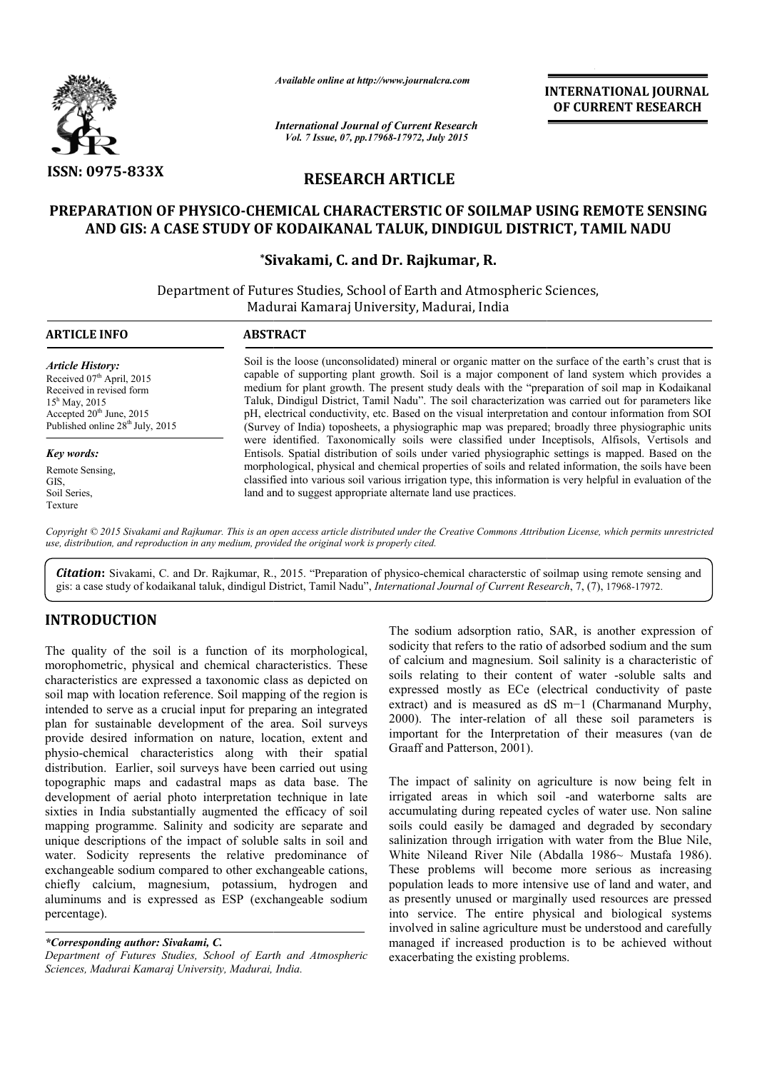*Available online at http://www.journalcra.com*

*International Journal of Current Research*
*Vol. 7 Issue, 07, pp.17968-17972, July 2015*

**INTERNATIONAL JOURNAL OF CURRENT RESEARCH**

**ISSN: 0975-833X**

## RESEARCH ARTICLE

# PREPARATION OF PHYSICO-CHEMICAL CHARACTERSTIC OF SOILMAP USING REMOTE SENSING AND GIS: A CASE STUDY OF KODAIKANAL TALUK, DINDIGUL DISTRICT, TAMIL NADU

**\*Sivakami, C. and Dr. Rajkumar, R.**

Department of Futures Studies, School of Earth and Atmospheric Sciences, Madurai Kamaraj University, Madurai, India

**ARTICLE INFO**

*Article History:*
Received 07th April, 2015
Received in revised form
15th May, 2015
Accepted 20th June, 2015
Published online 28th July, 2015

*Key words:*
Remote Sensing,
GIS,
Soil Series,
Texture

**ABSTRACT**

Soil is the loose (unconsolidated) mineral or organic matter on the surface of the earth's crust that is capable of supporting plant growth. Soil is a major component of land system which provides a medium for plant growth. The present study deals with the "preparation of soil map in Kodaikanal Taluk, Dindigul District, Tamil Nadu". The soil characterization was carried out for parameters like pH, electrical conductivity, etc. Based on the visual interpretation and contour information from SOI (Survey of India) toposheets, a physiographic map was prepared; broadly three physiographic units were identified. Taxonomically soils were classified under Inceptisols, Alfisols, Vertisols and Entisols. Spatial distribution of soils under varied physiographic settings is mapped. Based on the morphological, physical and chemical properties of soils and related information, the soils have been classified into various soil various irrigation type, this information is very helpful in evaluation of the land and to suggest appropriate alternate land use practices.

*Copyright © 2015 Sivakami and Rajkumar. This is an open access article distributed under the Creative Commons Attribution License, which permits unrestricted use, distribution, and reproduction in any medium, provided the original work is properly cited.*

***Citation*:** Sivakami, C. and Dr. Rajkumar, R., 2015. "Preparation of physico-chemical characterstic of soilmap using remote sensing and gis: a case study of kodaikanal taluk, dindigul District, Tamil Nadu", *International Journal of Current Research*, 7, (7), 17968-17972.

## INTRODUCTION

The quality of the soil is a function of its morphological, morophometric, physical and chemical characteristics. These characteristics are expressed a taxonomic class as depicted on soil map with location reference. Soil mapping of the region is intended to serve as a crucial input for preparing an integrated plan for sustainable development of the area. Soil surveys provide desired information on nature, location, extent and physio-chemical characteristics along with their spatial distribution. Earlier, soil surveys have been carried out using topographic maps and cadastral maps as data base. The development of aerial photo interpretation technique in late sixties in India substantially augmented the efficacy of soil mapping programme. Salinity and sodicity are separate and unique descriptions of the impact of soluble salts in soil and water. Sodicity represents the relative predominance of exchangeable sodium compared to other exchangeable cations, chiefly calcium, magnesium, potassium, hydrogen and aluminums and is expressed as ESP (exchangeable sodium percentage).

The sodium adsorption ratio, SAR, is another expression of sodicity that refers to the ratio of adsorbed sodium and the sum of calcium and magnesium. Soil salinity is a characteristic of soils relating to their content of water -soluble salts and expressed mostly as ECe (electrical conductivity of paste extract) and is measured as dS $m^{-1}$ (Charmanand Murphy, 2000). The inter-relation of all these soil parameters is important for the Interpretation of their measures (van de Graaff and Patterson, 2001).

The impact of salinity on agriculture is now being felt in irrigated areas in which soil -and waterborne salts are accumulating during repeated cycles of water use. Non saline soils could easily be damaged and degraded by secondary salinization through irrigation with water from the Blue Nile, White Nileand River Nile (Abdalla 1986~ Mustafa 1986). These problems will become more serious as increasing population leads to more intensive use of land and water, and as presently unused or marginally used resources are pressed into service. The entire physical and biological systems involved in saline agriculture must be understood and carefully managed if increased production is to be achieved without exacerbating the existing problems.

*\*Corresponding author: Sivakami, C.*
*Department of Futures Studies, School of Earth and Atmospheric Sciences, Madurai Kamaraj University, Madurai, India.*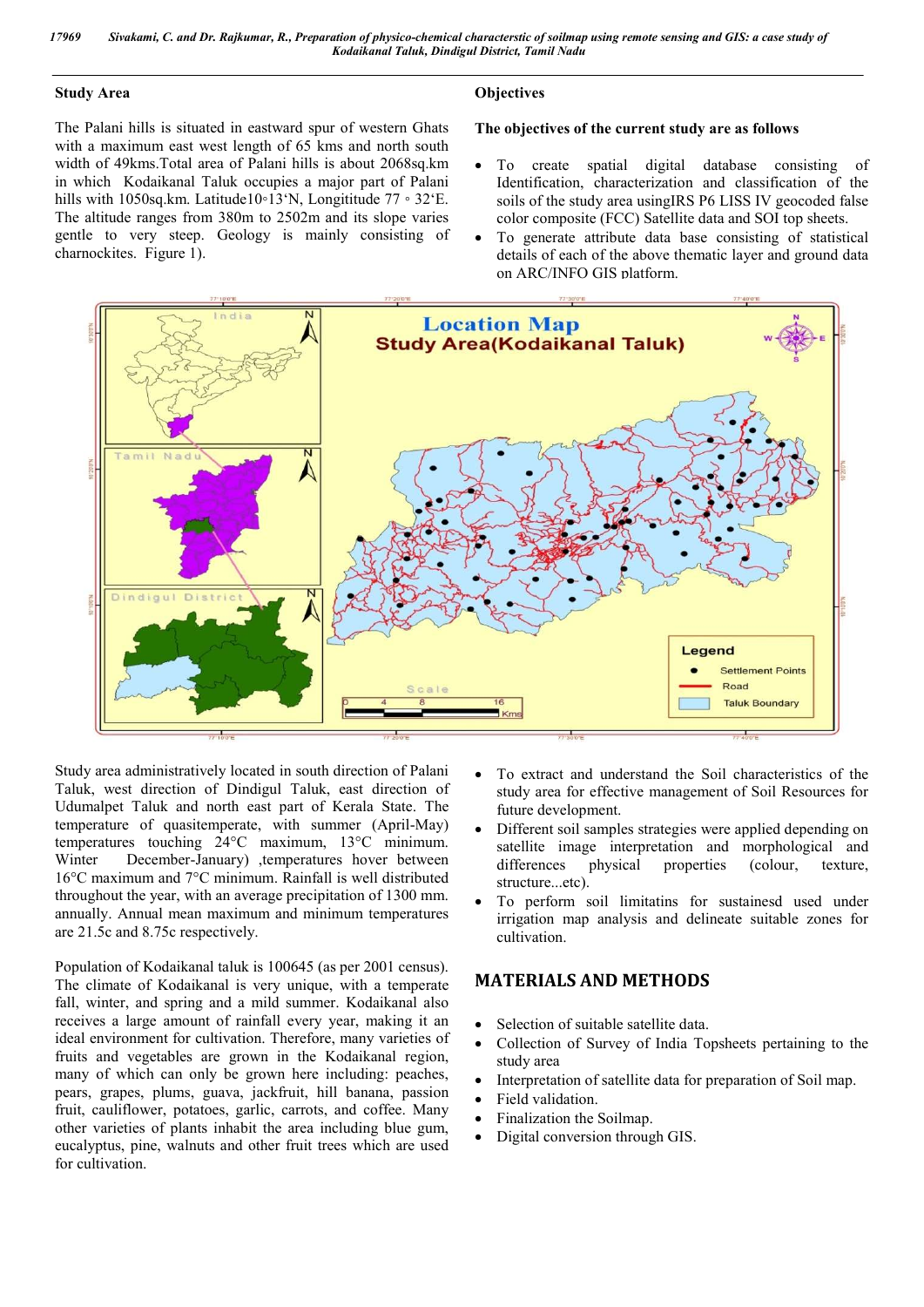## Study Area

The Palani hills is situated in eastward spur of western Ghats with a maximum east west length of 65 kms and north south width of 49kms.Total area of Palani hills is about 2068sq.km in which Kodaikanal Taluk occupies a major part of Palani hills with 1050sq.km. Latitude10◦13‘N, Longititude 77 ◦ 32‘E. The altitude ranges from 380m to 2502m and its slope varies gentle to very steep. Geology is mainly consisting of charnockites. Figure 1).

Study area administratively located in south direction of Palani Taluk, west direction of Dindigul Taluk, east direction of Udumalpet Taluk and north east part of Kerala State. The temperature of quasitemperate, with summer (April-May) temperatures touching 24°C maximum, 13°C minimum. Winter December-January) ,temperatures hover between 16°C maximum and 7°C minimum. Rainfall is well distributed throughout the year, with an average precipitation of 1300 mm. annually. Annual mean maximum and minimum temperatures are 21.5c and 8.75c respectively.

Population of Kodaikanal taluk is 100645 (as per 2001 census). The climate of Kodaikanal is very unique, with a temperate fall, winter, and spring and a mild summer. Kodaikanal also receives a large amount of rainfall every year, making it an ideal environment for cultivation. Therefore, many varieties of fruits and vegetables are grown in the Kodaikanal region, many of which can only be grown here including: peaches, pears, grapes, plums, guava, jackfruit, hill banana, passion fruit, cauliflower, potatoes, garlic, carrots, and coffee. Many other varieties of plants inhabit the area including blue gum, eucalyptus, pine, walnuts and other fruit trees which are used for cultivation.

## Objectives

**The objectives of the current study are as follows**

- To create spatial digital database consisting of Identification, characterization and classification of the soils of the study area usingIRS P6 LISS IV geocoded false color composite (FCC) Satellite data and SOI top sheets.
- To generate attribute data base consisting of statistical details of each of the above thematic layer and ground data on ARC/INFO GIS platform.
- To extract and understand the Soil characteristics of the study area for effective management of Soil Resources for future development.
- Different soil samples strategies were applied depending on satellite image interpretation and morphological and differences physical properties (colour, texture, structure...etc).
- To perform soil limitatins for sustainesd used under irrigation map analysis and delineate suitable zones for cultivation.

## MATERIALS AND METHODS

- Selection of suitable satellite data.
- Collection of Survey of India Topsheets pertaining to the study area
- Interpretation of satellite data for preparation of Soil map.
- Field validation.
- Finalization the Soilmap.
- Digital conversion through GIS.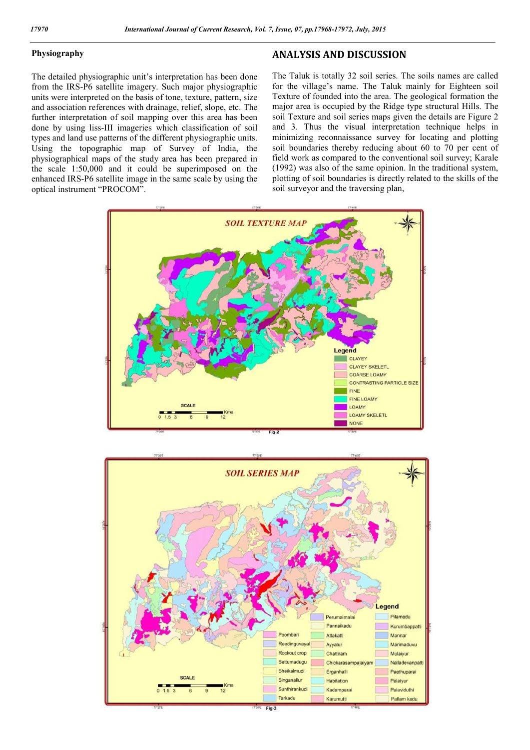## Physiography

The detailed physiographic unit's interpretation has been done from the IRS-P6 satellite imagery. Such major physiographic units were interpreted on the basis of tone, texture, pattern, size and association references with drainage, relief, slope, etc. The further interpretation of soil mapping over this area has been done by using liss-III imageries which classification of soil types and land use patterns of the different physiographic units. Using the topographic map of Survey of India, the physiographical maps of the study area has been prepared in the scale 1:50,000 and it could be superimposed on the enhanced IRS-P6 satellite image in the same scale by using the optical instrument "PROCOM".

## ANALYSIS AND DISCUSSION

The Taluk is totally 32 soil series. The soils names are called for the village's name. The Taluk mainly for Eighteen soil Texture of founded into the area. The geological formation the major area is occupied by the Ridge type structural Hills. The soil Texture and soil series maps given the details are Figure 2 and 3. Thus the visual interpretation technique helps in minimizing reconnaissance survey for locating and plotting soil boundaries thereby reducing about 60 to 70 per cent of field work as compared to the conventional soil survey; Karale (1992) was also of the same opinion. In the traditional system, plotting of soil boundaries is directly related to the skills of the soil surveyor and the traversing plan,

Fig-2

Fig-3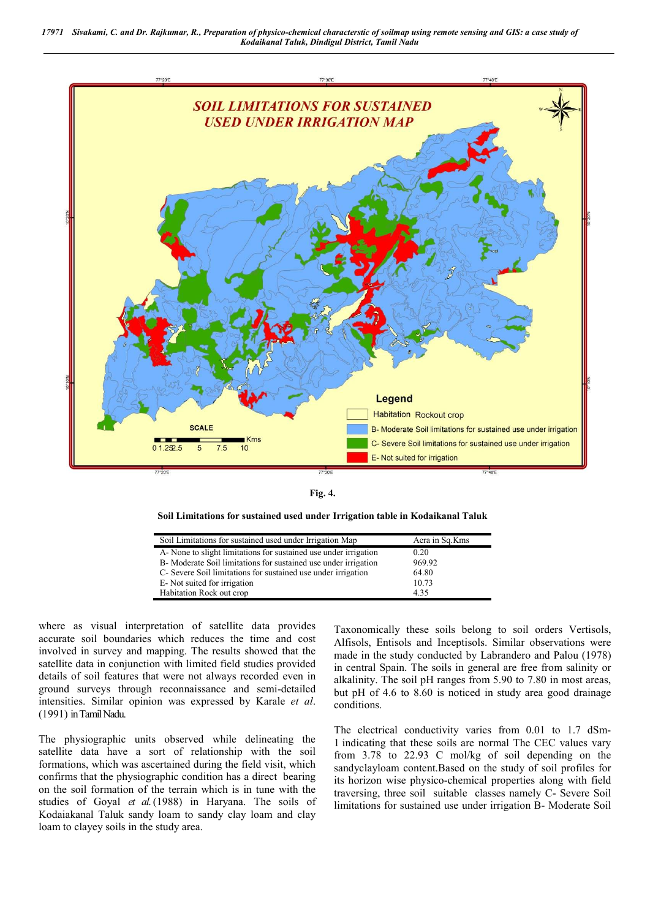Fig. 4.

**Soil Limitations for sustained used under Irrigation table in Kodaikanal Taluk**

| Soil Limitations for sustained used under Irrigation Map | Aera in Sq.Kms |
|---|---|
| A- None to slight limitations for sustained use under irrigation | 0.20 |
| B- Moderate Soil limitations for sustained use under irrigation | 969.92 |
| C- Severe Soil limitations for sustained use under irrigation | 64.80 |
| E- Not suited for irrigation | 10.73 |
| Habitation Rock out crop | 4.35 |

where as visual interpretation of satellite data provides accurate soil boundaries which reduces the time and cost involved in survey and mapping. The results showed that the satellite data in conjunction with limited field studies provided details of soil features that were not always recorded even in ground surveys through reconnaissance and semi-detailed intensities. Similar opinion was expressed by Karale *et al*. (1991) in Tamil Nadu.

The physiographic units observed while delineating the satellite data have a sort of relationship with the soil formations, which was ascertained during the field visit, which confirms that the physiographic condition has a direct bearing on the soil formation of the terrain which is in tune with the studies of Goyal *et al.* (1988) in Haryana. The soils of Kodaiakanal Taluk sandy loam to sandy clay loam and clay loam to clayey soils in the study area.

Taxonomically these soils belong to soil orders Vertisols, Alfisols, Entisols and Inceptisols. Similar observations were made in the study conducted by Labrandero and Palou (1978) in central Spain. The soils in general are free from salinity or alkalinity. The soil pH ranges from 5.90 to 7.80 in most areas, but pH of 4.6 to 8.60 is noticed in study area good drainage conditions.

The electrical conductivity varies from 0.01 to 1.7 dSm-1 indicating that these soils are normal The CEC values vary from 3.78 to 22.93 C mol/kg of soil depending on the sandyclayloam content.Based on the study of soil profiles for its horizon wise physico-chemical properties along with field traversing, three soil suitable classes namely C- Severe Soil limitations for sustained use under irrigation B- Moderate Soil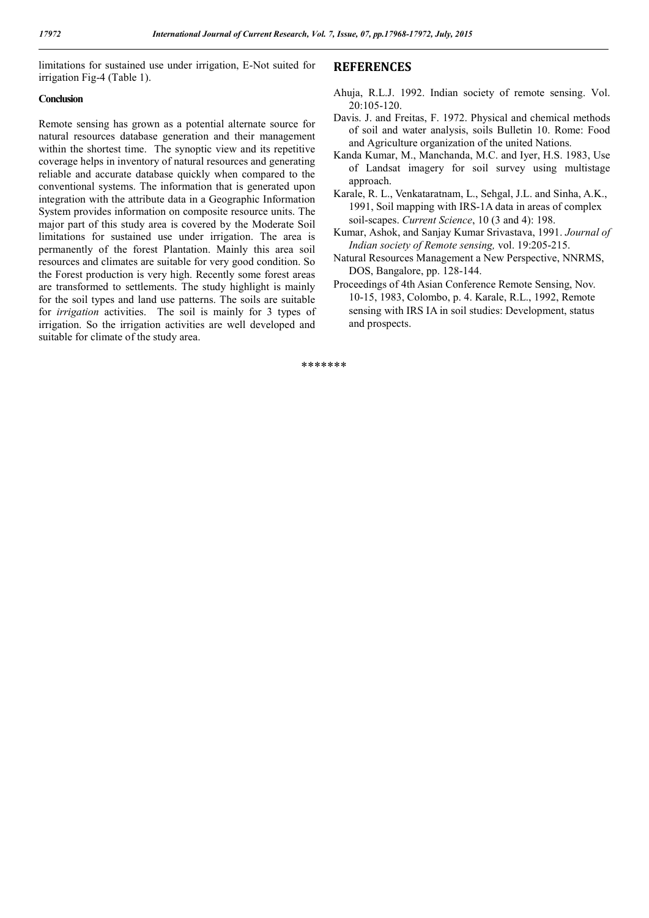limitations for sustained use under irrigation, E-Not suited for irrigation Fig-4 (Table 1).

### Conclusion

Remote sensing has grown as a potential alternate source for natural resources database generation and their management within the shortest time. The synoptic view and its repetitive coverage helps in inventory of natural resources and generating reliable and accurate database quickly when compared to the conventional systems. The information that is generated upon integration with the attribute data in a Geographic Information System provides information on composite resource units. The major part of this study area is covered by the Moderate Soil limitations for sustained use under irrigation. The area is permanently of the forest Plantation. Mainly this area soil resources and climates are suitable for very good condition. So the Forest production is very high. Recently some forest areas are transformed to settlements. The study highlight is mainly for the soil types and land use patterns. The soils are suitable for *irrigation* activities. The soil is mainly for 3 types of irrigation. So the irrigation activities are well developed and suitable for climate of the study area.

## REFERENCES

Ahuja, R.L.J. 1992. Indian society of remote sensing. Vol. 20:105-120.

Davis. J. and Freitas, F. 1972. Physical and chemical methods of soil and water analysis, soils Bulletin 10. Rome: Food and Agriculture organization of the united Nations.

Kanda Kumar, M., Manchanda, M.C. and Iyer, H.S. 1983, Use of Landsat imagery for soil survey using multistage approach.

Karale, R. L., Venkataratnam, L., Sehgal, J.L. and Sinha, A.K., 1991, Soil mapping with IRS-1A data in areas of complex soil-scapes. *Current Science*, 10 (3 and 4): 198.

Kumar, Ashok, and Sanjay Kumar Srivastava, 1991. *Journal of Indian society of Remote sensing,* vol. 19:205-215.

Natural Resources Management a New Perspective, NNRMS, DOS, Bangalore, pp. 128-144.

Proceedings of 4th Asian Conference Remote Sensing, Nov. 10-15, 1983, Colombo, p. 4. Karale, R.L., 1992, Remote sensing with IRS IA in soil studies: Development, status and prospects.

*******